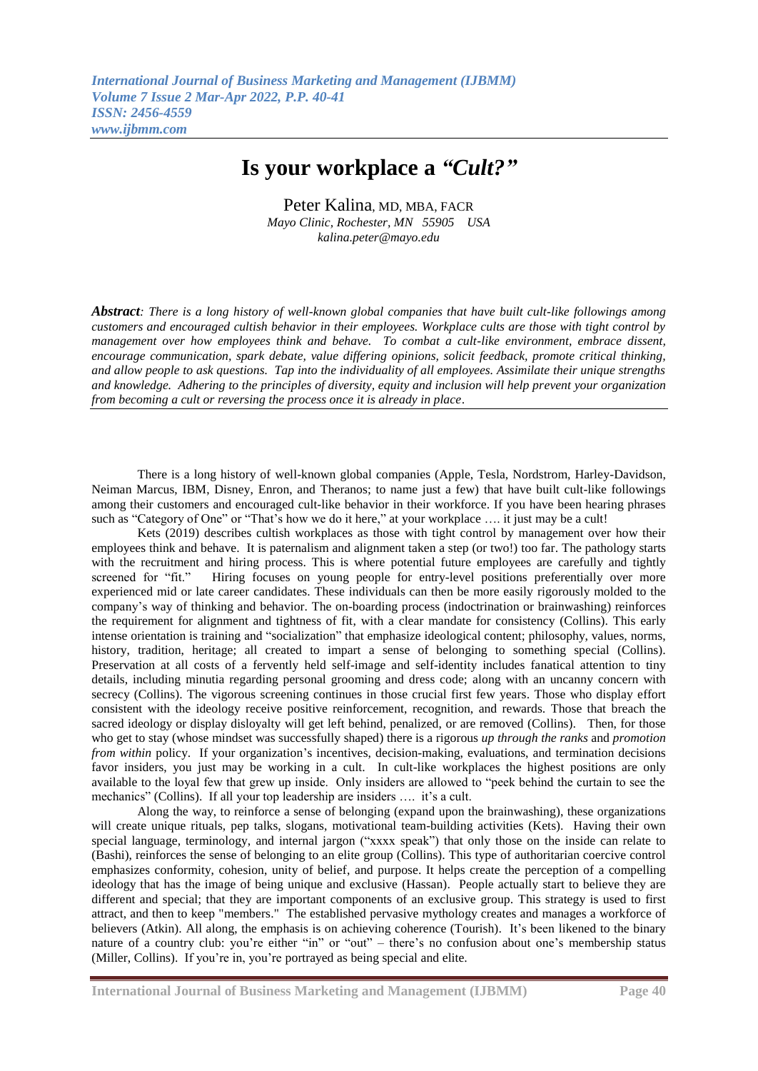# Is your workplace a *"Cult?"*

Peter Kalina, MD, MBA, FACR
*Mayo Clinic, Rochester, MN 55905 USA*
*kalina.peter@mayo.edu*

***Abstract**: There is a long history of well-known global companies that have built cult-like followings among customers and encouraged cultish behavior in their employees. Workplace cults are those with tight control by management over how employees think and behave. To combat a cult-like environment, embrace dissent, encourage communication, spark debate, value differing opinions, solicit feedback, promote critical thinking, and allow people to ask questions. Tap into the individuality of all employees. Assimilate their unique strengths and knowledge. Adhering to the principles of diversity, equity and inclusion will help prevent your organization from becoming a cult or reversing the process once it is already in place.*

There is a long history of well-known global companies (Apple, Tesla, Nordstrom, Harley-Davidson, Neiman Marcus, IBM, Disney, Enron, and Theranos; to name just a few) that have built cult-like followings among their customers and encouraged cult-like behavior in their workforce. If you have been hearing phrases such as "Category of One" or "That's how we do it here," at your workplace …. it just may be a cult!

Kets (2019) describes cultish workplaces as those with tight control by management over how their employees think and behave. It is paternalism and alignment taken a step (or two!) too far. The pathology starts with the recruitment and hiring process. This is where potential future employees are carefully and tightly screened for "fit." Hiring focuses on young people for entry-level positions preferentially over more experienced mid or late career candidates. These individuals can then be more easily rigorously molded to the company's way of thinking and behavior. The on-boarding process (indoctrination or brainwashing) reinforces the requirement for alignment and tightness of fit, with a clear mandate for consistency (Collins). This early intense orientation is training and "socialization" that emphasize ideological content; philosophy, values, norms, history, tradition, heritage; all created to impart a sense of belonging to something special (Collins). Preservation at all costs of a fervently held self-image and self-identity includes fanatical attention to tiny details, including minutia regarding personal grooming and dress code; along with an uncanny concern with secrecy (Collins). The vigorous screening continues in those crucial first few years. Those who display effort consistent with the ideology receive positive reinforcement, recognition, and rewards. Those that breach the sacred ideology or display disloyalty will get left behind, penalized, or are removed (Collins). Then, for those who get to stay (whose mindset was successfully shaped) there is a rigorous *up through the ranks* and *promotion from within* policy. If your organization's incentives, decision-making, evaluations, and termination decisions favor insiders, you just may be working in a cult. In cult-like workplaces the highest positions are only available to the loyal few that grew up inside. Only insiders are allowed to "peek behind the curtain to see the mechanics" (Collins). If all your top leadership are insiders …. it's a cult.

Along the way, to reinforce a sense of belonging (expand upon the brainwashing), these organizations will create unique rituals, pep talks, slogans, motivational team-building activities (Kets). Having their own special language, terminology, and internal jargon ("xxxx speak") that only those on the inside can relate to (Bashi), reinforces the sense of belonging to an elite group (Collins). This type of authoritarian coercive control emphasizes conformity, cohesion, unity of belief, and purpose. It helps create the perception of a compelling ideology that has the image of being unique and exclusive (Hassan). People actually start to believe they are different and special; that they are important components of an exclusive group. This strategy is used to first attract, and then to keep "members." The established pervasive mythology creates and manages a workforce of believers (Atkin). All along, the emphasis is on achieving coherence (Tourish). It's been likened to the binary nature of a country club: you're either "in" or "out" – there's no confusion about one's membership status (Miller, Collins). If you're in, you're portrayed as being special and elite.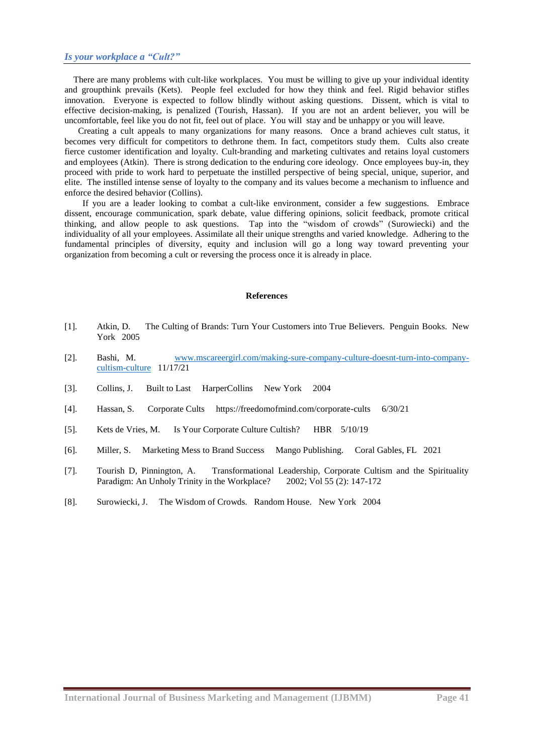There are many problems with cult-like workplaces. You must be willing to give up your individual identity and groupthink prevails (Kets). People feel excluded for how they think and feel. Rigid behavior stifles innovation. Everyone is expected to follow blindly without asking questions. Dissent, which is vital to effective decision-making, is penalized (Tourish, Hassan). If you are not an ardent believer, you will be uncomfortable, feel like you do not fit, feel out of place. You will stay and be unhappy or you will leave.

Creating a cult appeals to many organizations for many reasons. Once a brand achieves cult status, it becomes very difficult for competitors to dethrone them. In fact, competitors study them. Cults also create fierce customer identification and loyalty. Cult-branding and marketing cultivates and retains loyal customers and employees (Atkin). There is strong dedication to the enduring core ideology. Once employees buy-in, they proceed with pride to work hard to perpetuate the instilled perspective of being special, unique, superior, and elite. The instilled intense sense of loyalty to the company and its values become a mechanism to influence and enforce the desired behavior (Collins).

If you are a leader looking to combat a cult-like environment, consider a few suggestions. Embrace dissent, encourage communication, spark debate, value differing opinions, solicit feedback, promote critical thinking, and allow people to ask questions. Tap into the "wisdom of crowds" (Surowiecki) and the individuality of all your employees. Assimilate all their unique strengths and varied knowledge. Adhering to the fundamental principles of diversity, equity and inclusion will go a long way toward preventing your organization from becoming a cult or reversing the process once it is already in place.

## References

[1]. Atkin, D. The Culting of Brands: Turn Your Customers into True Believers. Penguin Books. New York 2005

[2]. Bashi, M. www.mscareergirl.com/making-sure-company-culture-doesnt-turn-into-company-cultism-culture 11/17/21

[3]. Collins, J. Built to Last HarperCollins New York 2004

[4]. Hassan, S. Corporate Cults https://freedomofmind.com/corporate-cults 6/30/21

[5]. Kets de Vries, M. Is Your Corporate Culture Cultish? HBR 5/10/19

[6]. Miller, S. Marketing Mess to Brand Success Mango Publishing. Coral Gables, FL 2021

[7]. Tourish D, Pinnington, A. Transformational Leadership, Corporate Cultism and the Spirituality Paradigm: An Unholy Trinity in the Workplace? 2002; Vol 55 (2): 147-172

[8]. Surowiecki, J. The Wisdom of Crowds. Random House. New York 2004